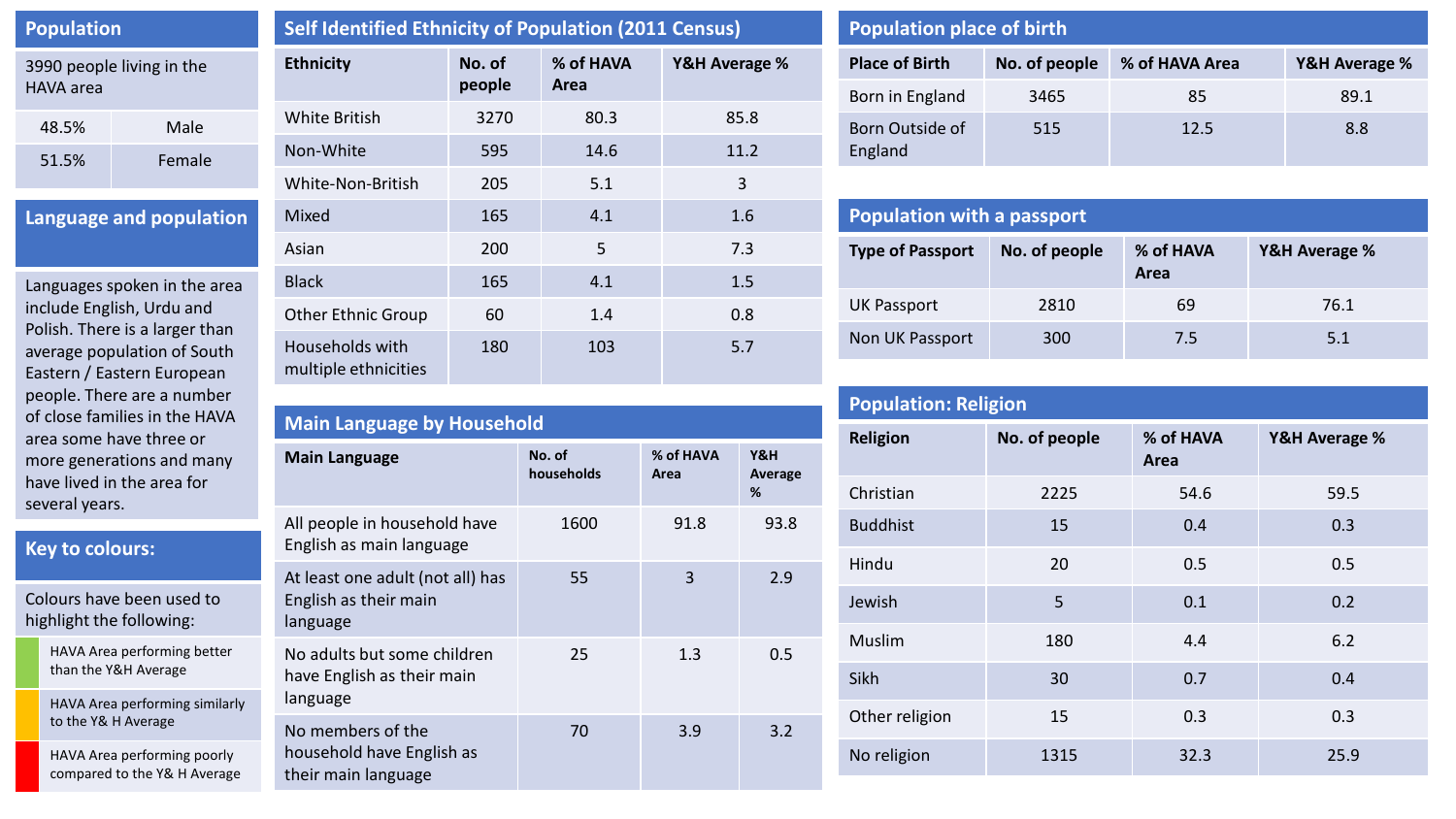## Population

3990 people living in the HAVA area

| | |
|---|---|
| 48.5% | Male |
| 51.5% | Female |

## Language and population

Languages spoken in the area include English, Urdu and Polish. There is a larger than average population of South Eastern / Eastern European people. There are a number of close families in the HAVA area some have three or more generations and many have lived in the area for several years.

## Key to colours:

Colours have been used to highlight the following:

- HAVA Area performing better than the Y&H Average
- HAVA Area performing similarly to the Y& H Average
- HAVA Area performing poorly compared to the Y& H Average

## Self Identified Ethnicity of Population (2011 Census)

| Ethnicity | No. of people | % of HAVA Area | Y&H Average % |
|---|---|---|---|
| White British | 3270 | 80.3 | 85.8 |
| Non-White | 595 | 14.6 | 11.2 |
| White-Non-British | 205 | 5.1 | 3 |
| Mixed | 165 | 4.1 | 1.6 |
| Asian | 200 | 5 | 7.3 |
| Black | 165 | 4.1 | 1.5 |
| Other Ethnic Group | 60 | 1.4 | 0.8 |
| Households with multiple ethnicities | 180 | 103 | 5.7 |

## Main Language by Household

| Main Language | No. of households | % of HAVA Area | Y&H Average % |
|---|---|---|---|
| All people in household have English as main language | 1600 | 91.8 | 93.8 |
| At least one adult (not all) has English as their main language | 55 | 3 | 2.9 |
| No adults but some children have English as their main language | 25 | 1.3 | 0.5 |
| No members of the household have English as their main language | 70 | 3.9 | 3.2 |

## Population place of birth

| Place of Birth | No. of people | % of HAVA Area | Y&H Average % |
|---|---|---|---|
| Born in England | 3465 | 85 | 89.1 |
| Born Outside of England | 515 | 12.5 | 8.8 |

## Population with a passport

| Type of Passport | No. of people | % of HAVA Area | Y&H Average % |
|---|---|---|---|
| UK Passport | 2810 | 69 | 76.1 |
| Non UK Passport | 300 | 7.5 | 5.1 |

## Population: Religion

| Religion | No. of people | % of HAVA Area | Y&H Average % |
|---|---|---|---|
| Christian | 2225 | 54.6 | 59.5 |
| Buddhist | 15 | 0.4 | 0.3 |
| Hindu | 20 | 0.5 | 0.5 |
| Jewish | 5 | 0.1 | 0.2 |
| Muslim | 180 | 4.4 | 6.2 |
| Sikh | 30 | 0.7 | 0.4 |
| Other religion | 15 | 0.3 | 0.3 |
| No religion | 1315 | 32.3 | 25.9 |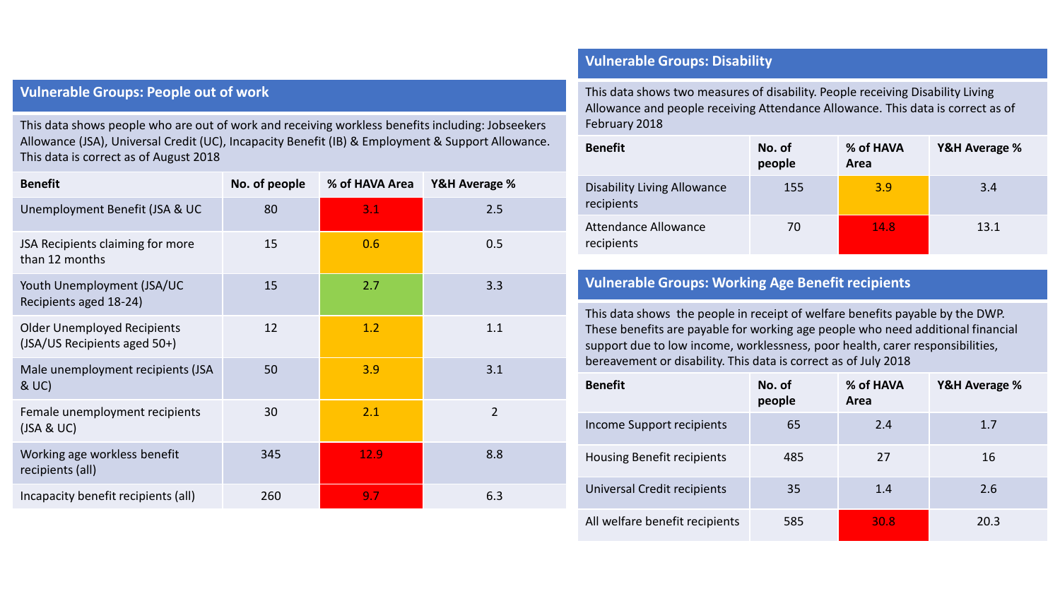## Vulnerable Groups: People out of work

This data shows people who are out of work and receiving workless benefits including: Jobseekers Allowance (JSA), Universal Credit (UC), Incapacity Benefit (IB) & Employment & Support Allowance. This data is correct as of August 2018

| Benefit | No. of people | % of HAVA Area | Y&H Average % |
|---|---|---|---|
| Unemployment Benefit (JSA & UC | 80 | 3.1 | 2.5 |
| JSA Recipients claiming for more than 12 months | 15 | 0.6 | 0.5 |
| Youth Unemployment (JSA/UC Recipients aged 18-24) | 15 | 2.7 | 3.3 |
| Older Unemployed Recipients (JSA/US Recipients aged 50+) | 12 | 1.2 | 1.1 |
| Male unemployment recipients (JSA & UC) | 50 | 3.9 | 3.1 |
| Female unemployment recipients (JSA & UC) | 30 | 2.1 | 2 |
| Working age workless benefit recipients (all) | 345 | 12.9 | 8.8 |
| Incapacity benefit recipients (all) | 260 | 9.7 | 6.3 |

## Vulnerable Groups: Disability

This data shows two measures of disability. People receiving Disability Living Allowance and people receiving Attendance Allowance. This data is correct as of February 2018

| Benefit | No. of people | % of HAVA Area | Y&H Average % |
|---|---|---|---|
| Disability Living Allowance recipients | 155 | 3.9 | 3.4 |
| Attendance Allowance recipients | 70 | 14.8 | 13.1 |

## Vulnerable Groups: Working Age Benefit recipients

This data shows the people in receipt of welfare benefits payable by the DWP. These benefits are payable for working age people who need additional financial support due to low income, worklessness, poor health, carer responsibilities, bereavement or disability. This data is correct as of July 2018

| Benefit | No. of people | % of HAVA Area | Y&H Average % |
|---|---|---|---|
| Income Support recipients | 65 | 2.4 | 1.7 |
| Housing Benefit recipients | 485 | 27 | 16 |
| Universal Credit recipients | 35 | 1.4 | 2.6 |
| All welfare benefit recipients | 585 | 30.8 | 20.3 |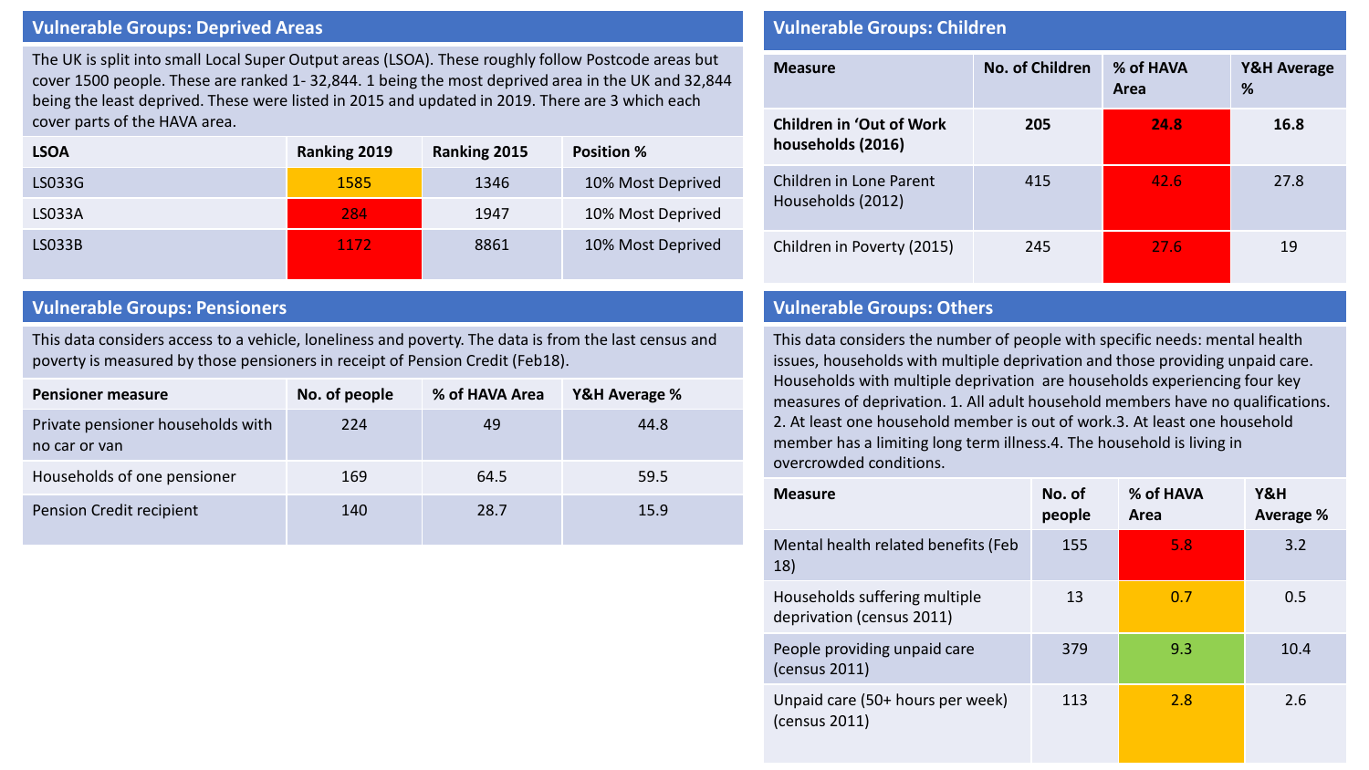## Vulnerable Groups: Deprived Areas

The UK is split into small Local Super Output areas (LSOA). These roughly follow Postcode areas but cover 1500 people. These are ranked 1- 32,844. 1 being the most deprived area in the UK and 32,844 being the least deprived. These were listed in 2015 and updated in 2019. There are 3 which each cover parts of the HAVA area.

| LSOA | Ranking 2019 | Ranking 2015 | Position % |
|---|---|---|---|
| LS033G | 1585 | 1346 | 10% Most Deprived |
| LS033A | 284 | 1947 | 10% Most Deprived |
| LS033B | 1172 | 8861 | 10% Most Deprived |

## Vulnerable Groups: Pensioners

This data considers access to a vehicle, loneliness and poverty. The data is from the last census and poverty is measured by those pensioners in receipt of Pension Credit (Feb18).

| Pensioner measure | No. of people | % of HAVA Area | Y&H Average % |
|---|---|---|---|
| Private pensioner households with no car or van | 224 | 49 | 44.8 |
| Households of one pensioner | 169 | 64.5 | 59.5 |
| Pension Credit recipient | 140 | 28.7 | 15.9 |

## Vulnerable Groups: Children

| Measure | No. of Children | % of HAVA Area | Y&H Average % |
|---|---|---|---|
| **Children in 'Out of Work households (2016)** | **205** | **24.8** | **16.8** |
| Children in Lone Parent Households (2012) | 415 | 42.6 | 27.8 |
| Children in Poverty (2015) | 245 | 27.6 | 19 |

## Vulnerable Groups: Others

This data considers the number of people with specific needs: mental health issues, households with multiple deprivation and those providing unpaid care. Households with multiple deprivation are households experiencing four key measures of deprivation. 1. All adult household members have no qualifications. 2. At least one household member is out of work.3. At least one household member has a limiting long term illness.4. The household is living in overcrowded conditions.

| Measure | No. of people | % of HAVA Area | Y&H Average % |
|---|---|---|---|
| Mental health related benefits (Feb 18) | 155 | 5.8 | 3.2 |
| Households suffering multiple deprivation (census 2011) | 13 | 0.7 | 0.5 |
| People providing unpaid care (census 2011) | 379 | 9.3 | 10.4 |
| Unpaid care (50+ hours per week) (census 2011) | 113 | 2.8 | 2.6 |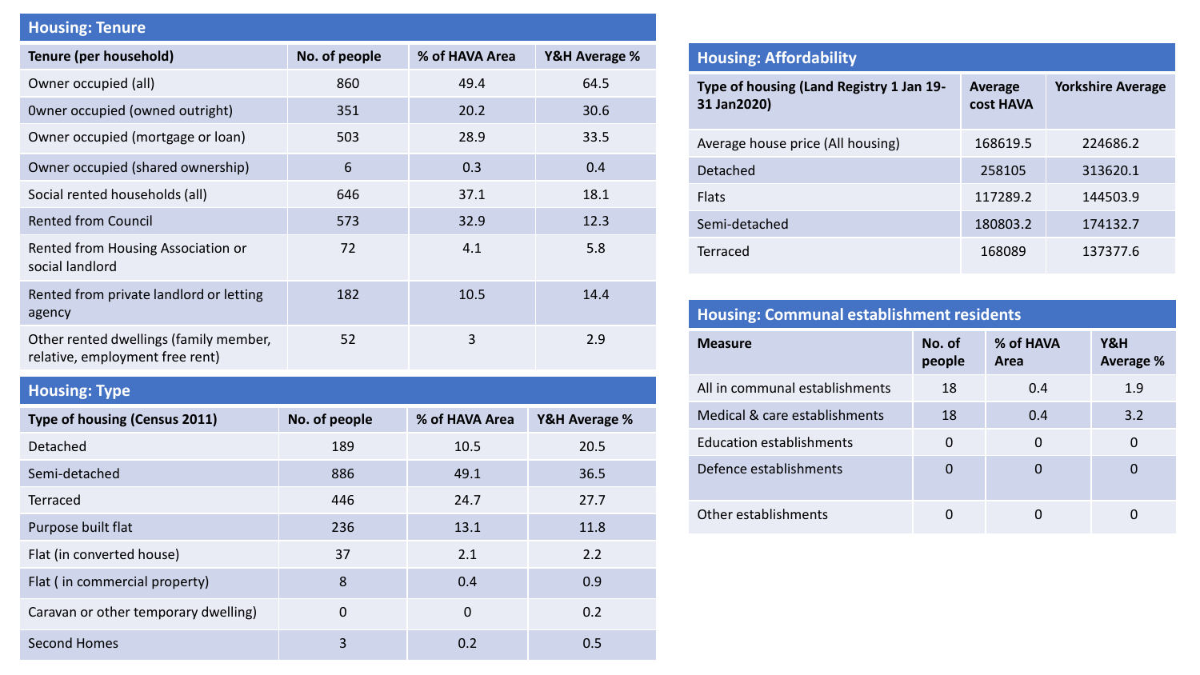## Housing: Tenure

| Tenure (per household) | No. of people | % of HAVA Area | Y&H Average % |
|---|---|---|---|
| Owner occupied (all) | 860 | 49.4 | 64.5 |
| 0wner occupied (owned outright) | 351 | 20.2 | 30.6 |
| Owner occupied (mortgage or loan) | 503 | 28.9 | 33.5 |
| Owner occupied (shared ownership) | 6 | 0.3 | 0.4 |
| Social rented households (all) | 646 | 37.1 | 18.1 |
| Rented from Council | 573 | 32.9 | 12.3 |
| Rented from Housing Association or social landlord | 72 | 4.1 | 5.8 |
| Rented from private landlord or letting agency | 182 | 10.5 | 14.4 |
| Other rented dwellings (family member, relative, employment free rent) | 52 | 3 | 2.9 |

## Housing: Type

| Type of housing (Census 2011) | No. of people | % of HAVA Area | Y&H Average % |
|---|---|---|---|
| Detached | 189 | 10.5 | 20.5 |
| Semi-detached | 886 | 49.1 | 36.5 |
| Terraced | 446 | 24.7 | 27.7 |
| Purpose built flat | 236 | 13.1 | 11.8 |
| Flat (in converted house) | 37 | 2.1 | 2.2 |
| Flat ( in commercial property) | 8 | 0.4 | 0.9 |
| Caravan or other temporary dwelling) | 0 | 0 | 0.2 |
| Second Homes | 3 | 0.2 | 0.5 |

## Housing: Affordability

| Type of housing (Land Registry 1 Jan 19-31 Jan2020) | Average cost HAVA | Yorkshire Average |
|---|---|---|
| Average house price (All housing) | 168619.5 | 224686.2 |
| Detached | 258105 | 313620.1 |
| Flats | 117289.2 | 144503.9 |
| Semi-detached | 180803.2 | 174132.7 |
| Terraced | 168089 | 137377.6 |

## Housing: Communal establishment residents

| Measure | No. of people | % of HAVA Area | Y&H Average % |
|---|---|---|---|
| All in communal establishments | 18 | 0.4 | 1.9 |
| Medical & care establishments | 18 | 0.4 | 3.2 |
| Education establishments | 0 | 0 | 0 |
| Defence establishments | 0 | 0 | 0 |
| Other establishments | 0 | 0 | 0 |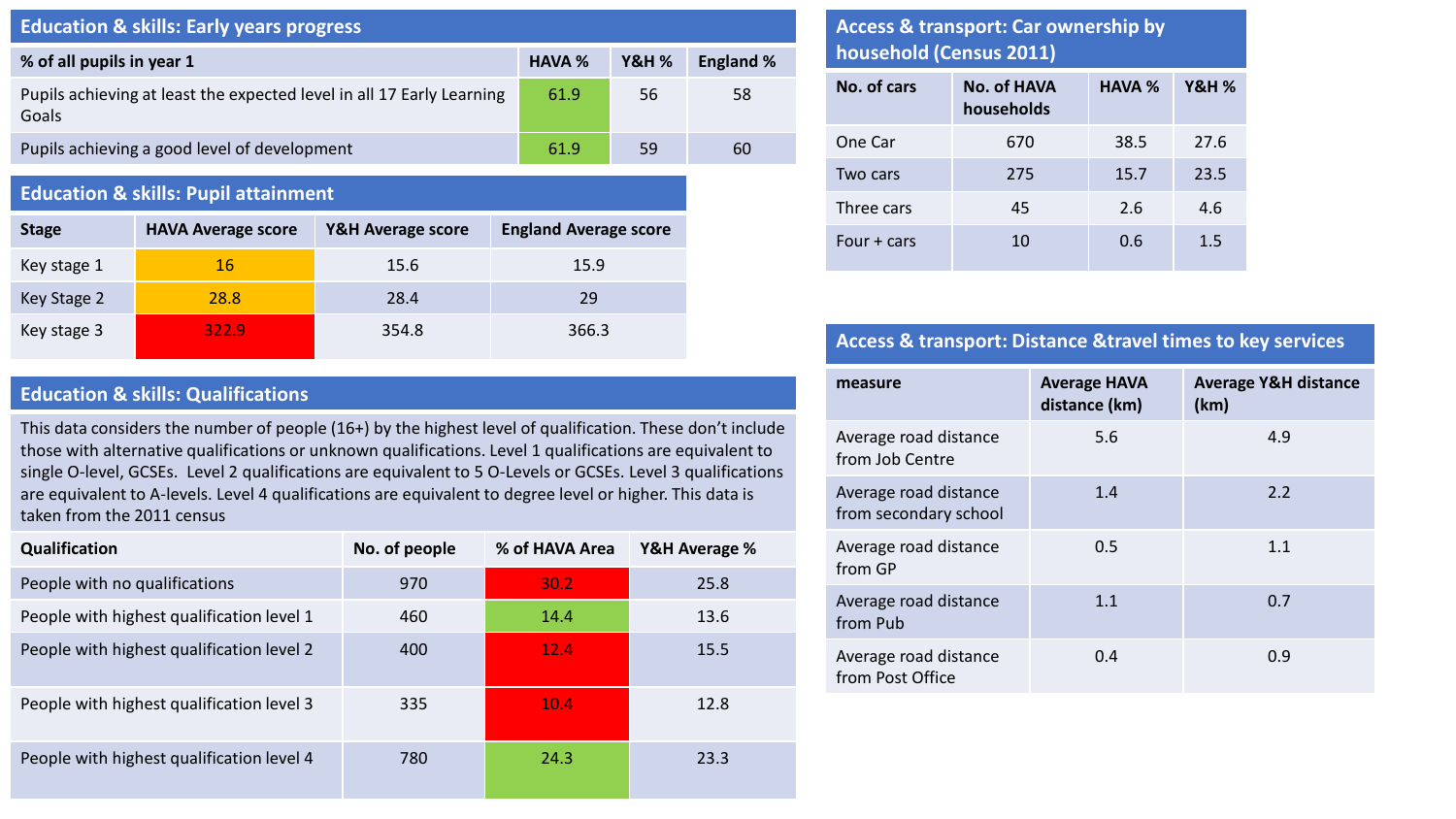## Education & skills: Early years progress

| % of all pupils in year 1 | HAVA % | Y&H % | England % |
|---|---|---|---|
| Pupils achieving at least the expected level in all 17 Early Learning Goals | 61.9 | 56 | 58 |
| Pupils achieving a good level of development | 61.9 | 59 | 60 |

## Education & skills: Pupil attainment

| Stage | HAVA Average score | Y&H Average score | England Average score |
|---|---|---|---|
| Key stage 1 | 16 | 15.6 | 15.9 |
| Key Stage 2 | 28.8 | 28.4 | 29 |
| Key stage 3 | 322.9 | 354.8 | 366.3 |

## Education & skills: Qualifications

This data considers the number of people (16+) by the highest level of qualification. These don't include those with alternative qualifications or unknown qualifications. Level 1 qualifications are equivalent to single O-level, GCSEs. Level 2 qualifications are equivalent to 5 O-Levels or GCSEs. Level 3 qualifications are equivalent to A-levels. Level 4 qualifications are equivalent to degree level or higher. This data is taken from the 2011 census

| Qualification | No. of people | % of HAVA Area | Y&H Average % |
|---|---|---|---|
| People with no qualifications | 970 | 30.2 | 25.8 |
| People with highest qualification level 1 | 460 | 14.4 | 13.6 |
| People with highest qualification level 2 | 400 | 12.4 | 15.5 |
| People with highest qualification level 3 | 335 | 10.4 | 12.8 |
| People with highest qualification level 4 | 780 | 24.3 | 23.3 |

## Access & transport: Car ownership by household (Census 2011)

| No. of cars | No. of HAVA households | HAVA % | Y&H % |
|---|---|---|---|
| One Car | 670 | 38.5 | 27.6 |
| Two cars | 275 | 15.7 | 23.5 |
| Three cars | 45 | 2.6 | 4.6 |
| Four + cars | 10 | 0.6 | 1.5 |

## Access & transport: Distance &travel times to key services

| measure | Average HAVA distance (km) | Average Y&H distance (km) |
|---|---|---|
| Average road distance from Job Centre | 5.6 | 4.9 |
| Average road distance from secondary school | 1.4 | 2.2 |
| Average road distance from GP | 0.5 | 1.1 |
| Average road distance from Pub | 1.1 | 0.7 |
| Average road distance from Post Office | 0.4 | 0.9 |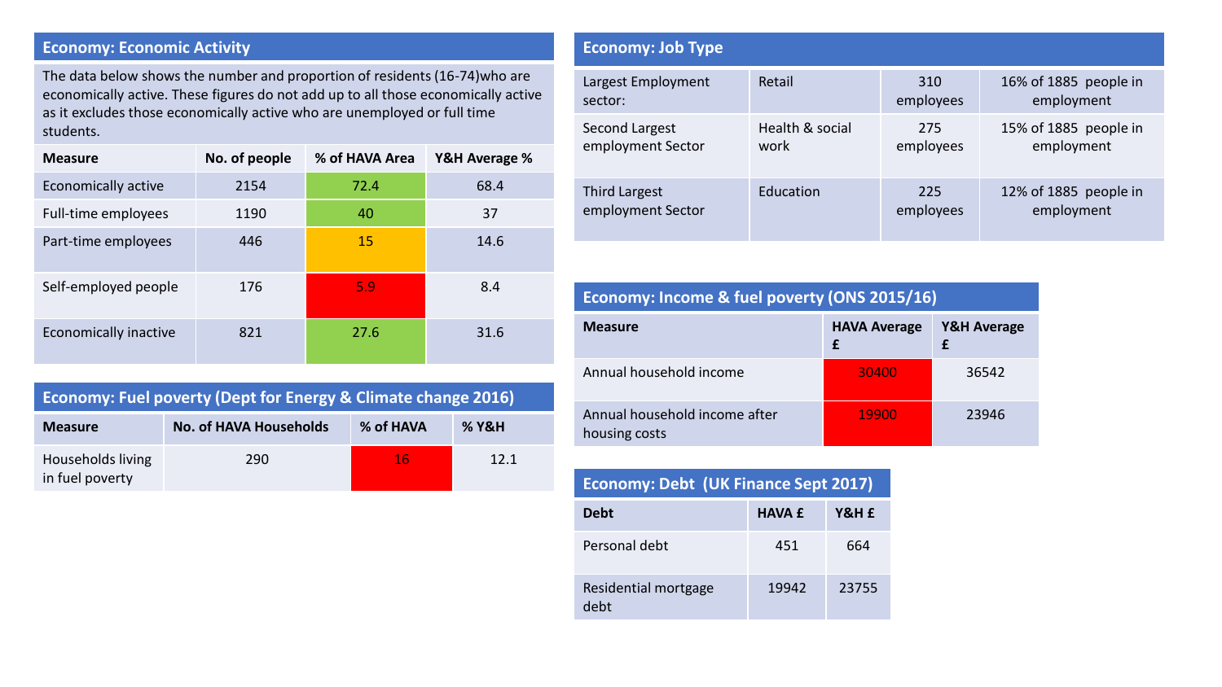## Economy: Economic Activity

The data below shows the number and proportion of residents (16-74)who are economically active. These figures do not add up to all those economically active as it excludes those economically active who are unemployed or full time students.

| Measure | No. of people | % of HAVA Area | Y&H Average % |
|---|---|---|---|
| Economically active | 2154 | 72.4 | 68.4 |
| Full-time employees | 1190 | 40 | 37 |
| Part-time employees | 446 | 15 | 14.6 |
| Self-employed people | 176 | 5.9 | 8.4 |
| Economically inactive | 821 | 27.6 | 31.6 |

## Economy: Fuel poverty (Dept for Energy & Climate change 2016)

| Measure | No. of HAVA Households | % of HAVA | % Y&H |
|---|---|---|---|
| Households living in fuel poverty | 290 | 16 | 12.1 |

## Economy: Job Type

| | | | |
|---|---|---|---|
| Largest Employment sector: | Retail | 310 employees | 16% of 1885 people in employment |
| Second Largest employment Sector | Health & social work | 275 employees | 15% of 1885 people in employment |
| Third Largest employment Sector | Education | 225 employees | 12% of 1885 people in employment |

## Economy: Income & fuel poverty (ONS 2015/16)

| Measure | HAVA Average £ | Y&H Average £ |
|---|---|---|
| Annual household income | 30400 | 36542 |
| Annual household income after housing costs | 19900 | 23946 |

## Economy: Debt (UK Finance Sept 2017)

| Debt | HAVA £ | Y&H £ |
|---|---|---|
| Personal debt | 451 | 664 |
| Residential mortgage debt | 19942 | 23755 |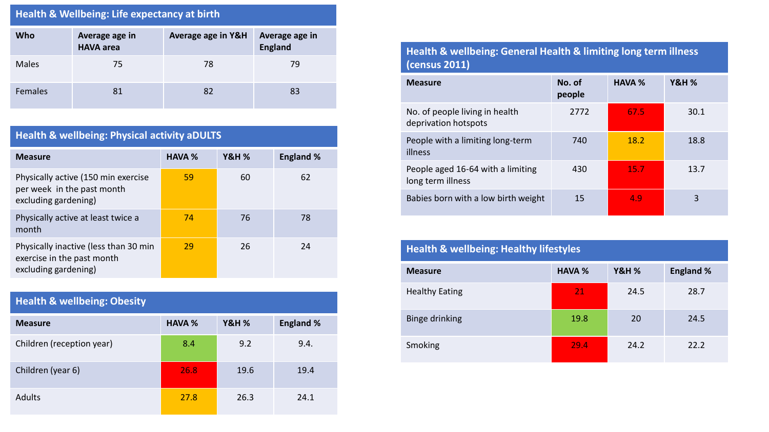## Health & Wellbeing: Life expectancy at birth

| Who | Average age in HAVA area | Average age in Y&H | Average age in England |
| --- | --- | --- | --- |
| Males | 75 | 78 | 79 |
| Females | 81 | 82 | 83 |

## Health & wellbeing: Physical activity aDULTS

| Measure | HAVA % | Y&H % | England % |
| --- | --- | --- | --- |
| Physically active (150 min exercise per week in the past month excluding gardening) | 59 | 60 | 62 |
| Physically active at least twice a month | 74 | 76 | 78 |
| Physically inactive (less than 30 min exercise in the past month excluding gardening) | 29 | 26 | 24 |

## Health & wellbeing: Obesity

| Measure | HAVA % | Y&H % | England % |
| --- | --- | --- | --- |
| Children (reception year) | 8.4 | 9.2 | 9.4. |
| Children (year 6) | 26.8 | 19.6 | 19.4 |
| Adults | 27.8 | 26.3 | 24.1 |

## Health & wellbeing: General Health & limiting long term illness (census 2011)

| Measure | No. of people | HAVA % | Y&H % |
| --- | --- | --- | --- |
| No. of people living in health deprivation hotspots | 2772 | 67.5 | 30.1 |
| People with a limiting long-term illness | 740 | 18.2 | 18.8 |
| People aged 16-64 with a limiting long term illness | 430 | 15.7 | 13.7 |
| Babies born with a low birth weight | 15 | 4.9 | 3 |

## Health & wellbeing: Healthy lifestyles

| Measure | HAVA % | Y&H % | England % |
| --- | --- | --- | --- |
| Healthy Eating | 21 | 24.5 | 28.7 |
| Binge drinking | 19.8 | 20 | 24.5 |
| Smoking | 29.4 | 24.2 | 22.2 |